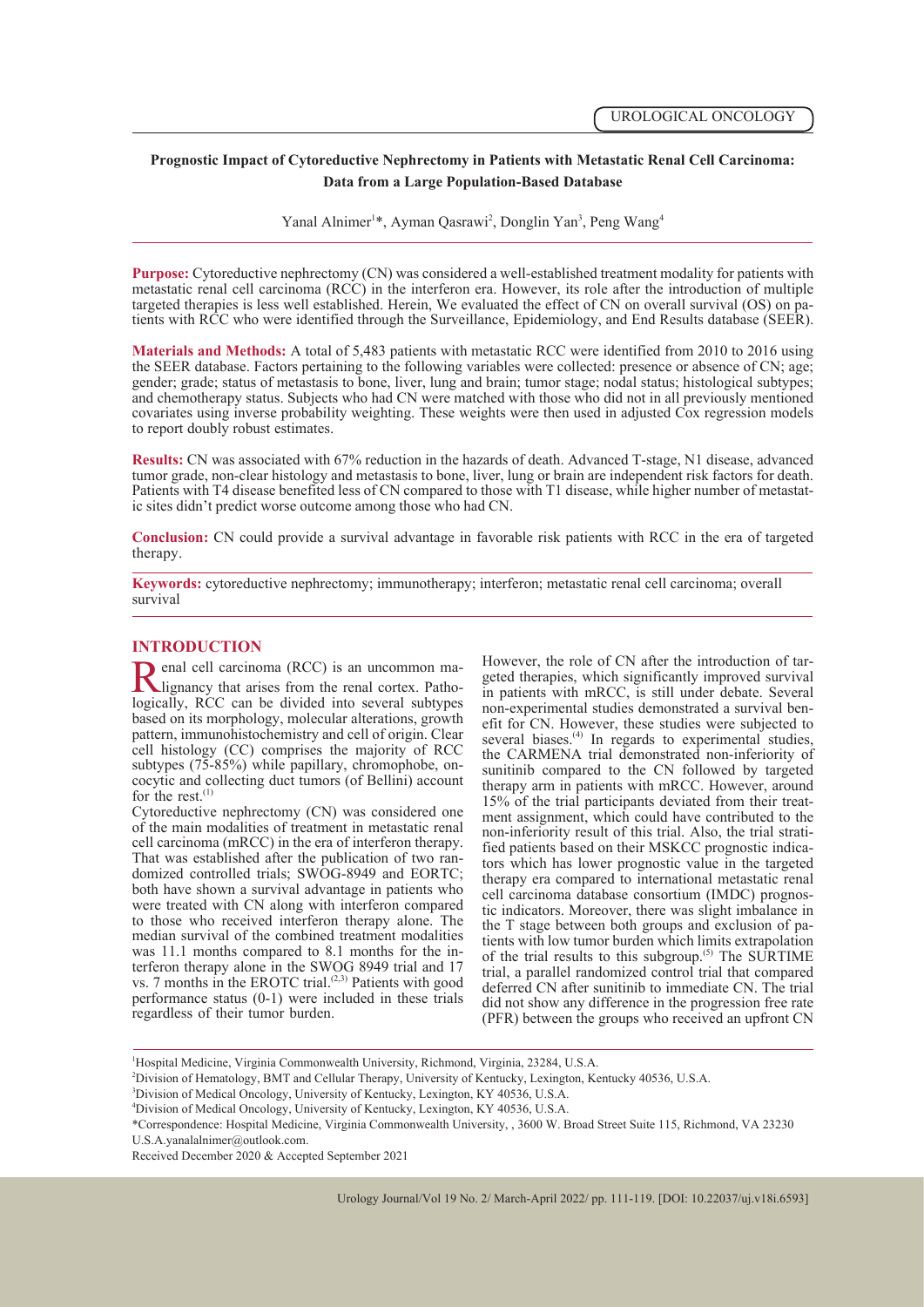UROLOGICAL ONCOLOGY

# Prognostic Impact of Cytoreductive Nephrectomy in Patients with Metastatic Renal Cell Carcinoma: Data from a Large Population-Based Database

Yanal Alnimer[1]*, Ayman Qasrawi[2], Donglin Yan[3], Peng Wang[4]

**Purpose:** Cytoreductive nephrectomy (CN) was considered a well-established treatment modality for patients with metastatic renal cell carcinoma (RCC) in the interferon era. However, its role after the introduction of multiple targeted therapies is less well established. Herein, We evaluated the effect of CN on overall survival (OS) on patients with RCC who were identified through the Surveillance, Epidemiology, and End Results database (SEER).

**Materials and Methods:** A total of 5,483 patients with metastatic RCC were identified from 2010 to 2016 using the SEER database. Factors pertaining to the following variables were collected: presence or absence of CN; age; gender; grade; status of metastasis to bone, liver, lung and brain; tumor stage; nodal status; histological subtypes; and chemotherapy status. Subjects who had CN were matched with those who did not in all previously mentioned covariates using inverse probability weighting. These weights were then used in adjusted Cox regression models to report doubly robust estimates.

**Results:** CN was associated with 67% reduction in the hazards of death. Advanced T-stage, N1 disease, advanced tumor grade, non-clear histology and metastasis to bone, liver, lung or brain are independent risk factors for death. Patients with T4 disease benefited less of CN compared to those with T1 disease, while higher number of metastatic sites didn't predict worse outcome among those who had CN.

**Conclusion:** CN could provide a survival advantage in favorable risk patients with RCC in the era of targeted therapy.

**Keywords:** cytoreductive nephrectomy; immunotherapy; interferon; metastatic renal cell carcinoma; overall survival

## INTRODUCTION

Renal cell carcinoma (RCC) is an uncommon malignancy that arises from the renal cortex. Pathologically, RCC can be divided into several subtypes based on its morphology, molecular alterations, growth pattern, immunohistochemistry and cell of origin. Clear cell histology (CC) comprises the majority of RCC subtypes (75-85%) while papillary, chromophobe, oncocytic and collecting duct tumors (of Bellini) account for the rest.[1]

Cytoreductive nephrectomy (CN) was considered one of the main modalities of treatment in metastatic renal cell carcinoma (mRCC) in the era of interferon therapy. That was established after the publication of two randomized controlled trials; SWOG-8949 and EORTC; both have shown a survival advantage in patients who were treated with CN along with interferon compared to those who received interferon therapy alone. The median survival of the combined treatment modalities was 11.1 months compared to 8.1 months for the interferon therapy alone in the SWOG 8949 trial and 17 vs. 7 months in the EROTC trial.[2,3] Patients with good performance status (0-1) were included in these trials regardless of their tumor burden.

However, the role of CN after the introduction of targeted therapies, which significantly improved survival in patients with mRCC, is still under debate. Several non-experimental studies demonstrated a survival benefit for CN. However, these studies were subjected to several biases.[4] In regards to experimental studies, the CARMENA trial demonstrated non-inferiority of sunitinib compared to the CN followed by targeted therapy arm in patients with mRCC. However, around 15% of the trial participants deviated from their treatment assignment, which could have contributed to the non-inferiority result of this trial. Also, the trial stratified patients based on their MSKCC prognostic indicators which has lower prognostic value in the targeted therapy era compared to international metastatic renal cell carcinoma database consortium (IMDC) prognostic indicators. Moreover, there was slight imbalance in the T stage between both groups and exclusion of patients with low tumor burden which limits extrapolation of the trial results to this subgroup.[5] The SURTIME trial, a parallel randomized control trial that compared deferred CN after sunitinib to immediate CN. The trial did not show any difference in the progression free rate (PFR) between the groups who received an upfront CN

[1]Hospital Medicine, Virginia Commonwealth University, Richmond, Virginia, 23284, U.S.A.
[2]Division of Hematology, BMT and Cellular Therapy, University of Kentucky, Lexington, Kentucky 40536, U.S.A.
[3]Division of Medical Oncology, University of Kentucky, Lexington, KY 40536, U.S.A.
[4]Division of Medical Oncology, University of Kentucky, Lexington, KY 40536, U.S.A.
*Correspondence: Hospital Medicine, Virginia Commonwealth University, , 3600 W. Broad Street Suite 115, Richmond, VA 23230 U.S.A.yanalalnimer@outlook.com.
Received December 2020 & Accepted September 2021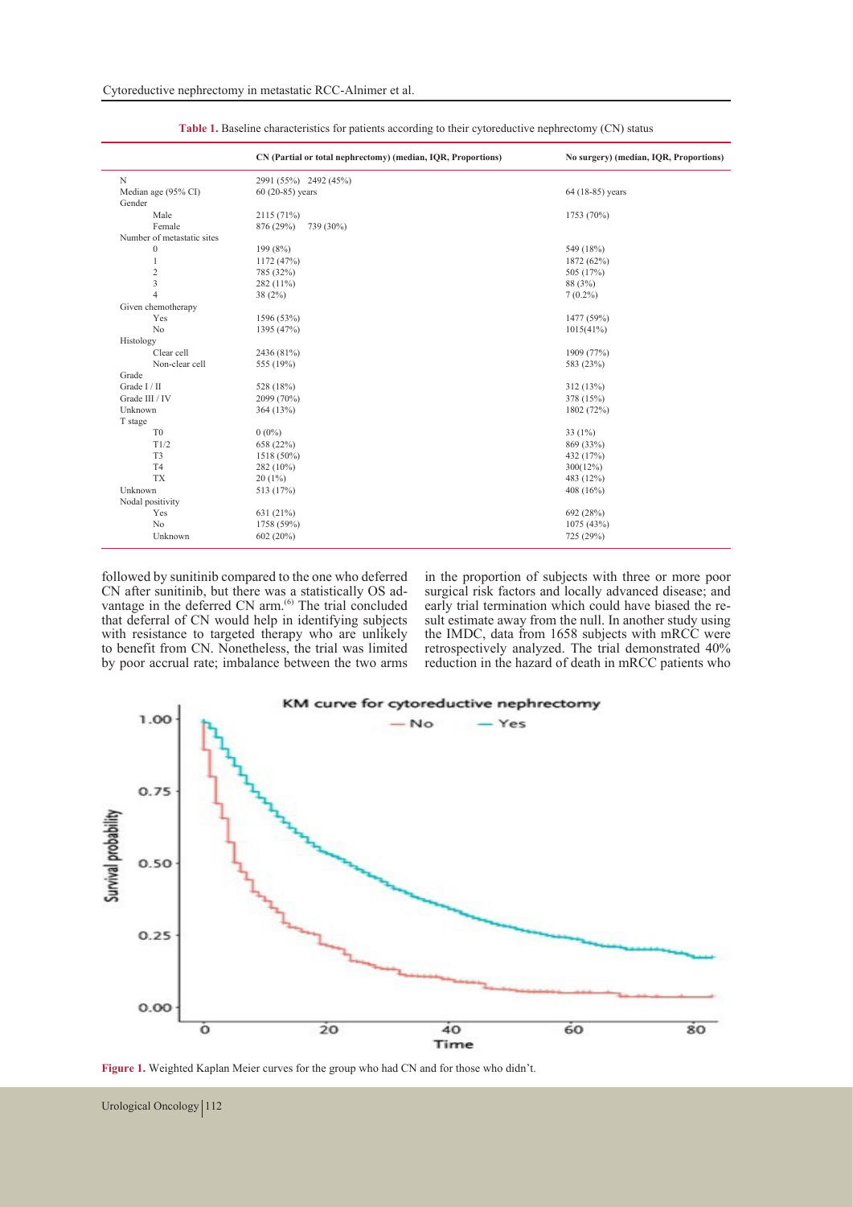**Table 1.** Baseline characteristics for patients according to their cytoreductive nephrectomy (CN) status

| | CN (Partial or total nephrectomy) (median, IQR, Proportions) | No surgery) (median, IQR, Proportions) |
|---|---|---|
| N | 2991 (55%) 2492 (45%) | |
| Median age (95% CI) | 60 (20-85) years | 64 (18-85) years |
| Gender | | |
| Male | 2115 (71%) | 1753 (70%) |
| Female | 876 (29%) 739 (30%) | |
| Number of metastatic sites | | |
| 0 | 199 (8%) | 549 (18%) |
| 1 | 1172 (47%) | 1872 (62%) |
| 2 | 785 (32%) | 505 (17%) |
| 3 | 282 (11%) | 88 (3%) |
| 4 | 38 (2%) | 7 (0.2%) |
| Given chemotherapy | | |
| Yes | 1596 (53%) | 1477 (59%) |
| No | 1395 (47%) | 1015(41%) |
| Histology | | |
| Clear cell | 2436 (81%) | 1909 (77%) |
| Non-clear cell | 555 (19%) | 583 (23%) |
| Grade | | |
| Grade I / II | 528 (18%) | 312 (13%) |
| Grade III / IV | 2099 (70%) | 378 (15%) |
| Unknown | 364 (13%) | 1802 (72%) |
| T stage | | |
| T0 | 0 (0%) | 33 (1%) |
| T1/2 | 658 (22%) | 869 (33%) |
| T3 | 1518 (50%) | 432 (17%) |
| T4 | 282 (10%) | 300(12%) |
| TX | 20 (1%) | 483 (12%) |
| Unknown | 513 (17%) | 408 (16%) |
| Nodal positivity | | |
| Yes | 631 (21%) | 692 (28%) |
| No | 1758 (59%) | 1075 (43%) |
| Unknown | 602 (20%) | 725 (29%) |

followed by sunitinib compared to the one who deferred CN after sunitinib, but there was a statistically OS advantage in the deferred CN arm.[6] The trial concluded that deferral of CN would help in identifying subjects with resistance to targeted therapy who are unlikely to benefit from CN. Nonetheless, the trial was limited by poor accrual rate; imbalance between the two arms in the proportion of subjects with three or more poor surgical risk factors and locally advanced disease; and early trial termination which could have biased the result estimate away from the null. In another study using the IMDC, data from 1658 subjects with mRCC were retrospectively analyzed. The trial demonstrated 40% reduction in the hazard of death in mRCC patients who

**Figure 1.** Weighted Kaplan Meier curves for the group who had CN and for those who didn't.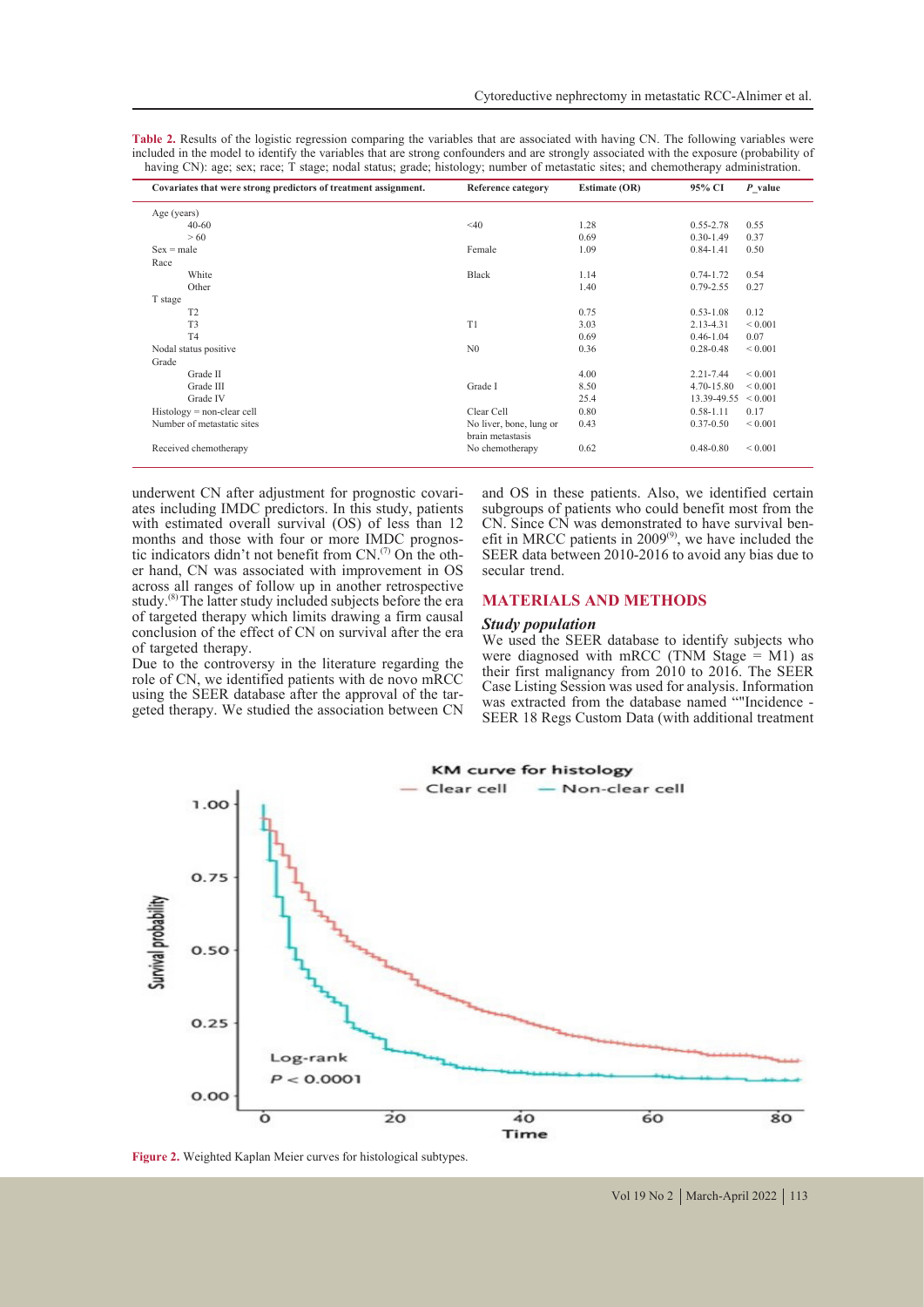**Table 2.** Results of the logistic regression comparing the variables that are associated with having CN. The following variables were included in the model to identify the variables that are strong confounders and are strongly associated with the exposure (probability of having CN): age; sex; race; T stage; nodal status; grade; histology; number of metastatic sites; and chemotherapy administration.

| Covariates that were strong predictors of treatment assignment. | Reference category | Estimate (OR) | 95% CI | P_value |
|---|---|---|---|---|
| Age (years) | | | | |
| 40-60 | <40 | 1.28 | 0.55-2.78 | 0.55 |
| > 60 | | 0.69 | 0.30-1.49 | 0.37 |
| Sex = male | Female | 1.09 | 0.84-1.41 | 0.50 |
| Race | | | | |
| White | Black | 1.14 | 0.74-1.72 | 0.54 |
| Other | | 1.40 | 0.79-2.55 | 0.27 |
| T stage | | | | |
| T2 | | 0.75 | 0.53-1.08 | 0.12 |
| T3 | T1 | 3.03 | 2.13-4.31 | < 0.001 |
| T4 | | 0.69 | 0.46-1.04 | 0.07 |
| Nodal status positive | N0 | 0.36 | 0.28-0.48 | < 0.001 |
| Grade | | | | |
| Grade II | | 4.00 | 2.21-7.44 | < 0.001 |
| Grade III | Grade I | 8.50 | 4.70-15.80 | < 0.001 |
| Grade IV | | 25.4 | 13.39-49.55 | < 0.001 |
| Histology = non-clear cell | Clear Cell | 0.80 | 0.58-1.11 | 0.17 |
| Number of metastatic sites | No liver, bone, lung or brain metastasis | 0.43 | 0.37-0.50 | < 0.001 |
| Received chemotherapy | No chemotherapy | 0.62 | 0.48-0.80 | < 0.001 |

underwent CN after adjustment for prognostic covariates including IMDC predictors. In this study, patients with estimated overall survival (OS) of less than 12 months and those with four or more IMDC prognostic indicators didn't not benefit from CN.[7] On the other hand, CN was associated with improvement in OS across all ranges of follow up in another retrospective study.[8] The latter study included subjects before the era of targeted therapy which limits drawing a firm causal conclusion of the effect of CN on survival after the era of targeted therapy.

Due to the controversy in the literature regarding the role of CN, we identified patients with de novo mRCC using the SEER database after the approval of the targeted therapy. We studied the association between CN and OS in these patients. Also, we identified certain subgroups of patients who could benefit most from the CN. Since CN was demonstrated to have survival benefit in MRCC patients in 2009[9], we have included the SEER data between 2010-2016 to avoid any bias due to secular trend.

## MATERIALS AND METHODS

### *Study population*

We used the SEER database to identify subjects who were diagnosed with mRCC (TNM Stage = M1) as their first malignancy from 2010 to 2016. The SEER Case Listing Session was used for analysis. Information was extracted from the database named ""Incidence - SEER 18 Regs Custom Data (with additional treatment

**Figure 2.** Weighted Kaplan Meier curves for histological subtypes.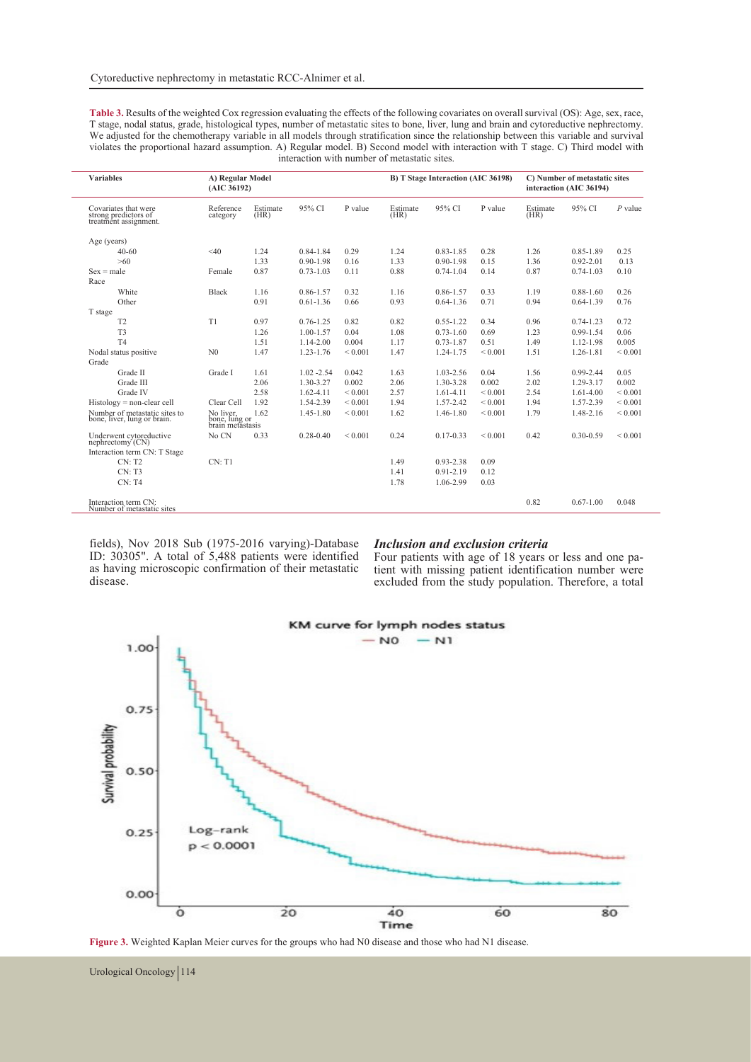**Table 3.** Results of the weighted Cox regression evaluating the effects of the following covariates on overall survival (OS): Age, sex, race, T stage, nodal status, grade, histological types, number of metastatic sites to bone, liver, lung and brain and cytoreductive nephrectomy. We adjusted for the chemotherapy variable in all models through stratification since the relationship between this variable and survival violates the proportional hazard assumption. A) Regular model. B) Second model with interaction with T stage. C) Third model with interaction with number of metastatic sites.

| Variables | A) Regular Model (AIC 36192) | | | | B) T Stage Interaction (AIC 36198) | | | C) Number of metastatic sites interaction (AIC 36194) | | |
|---|---|---|---|---|---|---|---|---|---|---|
| Covariates that were strong predictors of treatment assignment. | Reference category | Estimate (HR) | 95% CI | P value | Estimate (HR) | 95% CI | P value | Estimate (HR) | 95% CI | *P* value |
| Age (years) | | | | | | | | | | |
| 40-60 | <40 | 1.24 | 0.84-1.84 | 0.29 | 1.24 | 0.83-1.85 | 0.28 | 1.26 | 0.85-1.89 | 0.25 |
| >60 | | 1.33 | 0.90-1.98 | 0.16 | 1.33 | 0.90-1.98 | 0.15 | 1.36 | 0.92-2.01 | 0.13 |
| Sex = male | Female | 0.87 | 0.73-1.03 | 0.11 | 0.88 | 0.74-1.04 | 0.14 | 0.87 | 0.74-1.03 | 0.10 |
| Race | | | | | | | | | | |
| White | Black | 1.16 | 0.86-1.57 | 0.32 | 1.16 | 0.86-1.57 | 0.33 | 1.19 | 0.88-1.60 | 0.26 |
| Other | | 0.91 | 0.61-1.36 | 0.66 | 0.93 | 0.64-1.36 | 0.71 | 0.94 | 0.64-1.39 | 0.76 |
| T stage | | | | | | | | | | |
| T2 | T1 | 0.97 | 0.76-1.25 | 0.82 | 0.82 | 0.55-1.22 | 0.34 | 0.96 | 0.74-1.23 | 0.72 |
| T3 | | 1.26 | 1.00-1.57 | 0.04 | 1.08 | 0.73-1.60 | 0.69 | 1.23 | 0.99-1.54 | 0.06 |
| T4 | | 1.51 | 1.14-2.00 | 0.004 | 1.17 | 0.73-1.87 | 0.51 | 1.49 | 1.12-1.98 | 0.005 |
| Nodal status positive | N0 | 1.47 | 1.23-1.76 | < 0.001 | 1.47 | 1.24-1.75 | < 0.001 | 1.51 | 1.26-1.81 | < 0.001 |
| Grade | | | | | | | | | | |
| Grade II | Grade I | 1.61 | 1.02 -2.54 | 0.042 | 1.63 | 1.03-2.56 | 0.04 | 1.56 | 0.99-2.44 | 0.05 |
| Grade III | | 2.06 | 1.30-3.27 | 0.002 | 2.06 | 1.30-3.28 | 0.002 | 2.02 | 1.29-3.17 | 0.002 |
| Grade IV | | 2.58 | 1.62-4.11 | < 0.001 | 2.57 | 1.61-4.11 | < 0.001 | 2.54 | 1.61-4.00 | < 0.001 |
| Histology = non-clear cell | Clear Cell | 1.92 | 1.54-2.39 | < 0.001 | 1.94 | 1.57-2.42 | < 0.001 | 1.94 | 1.57-2.39 | < 0.001 |
| Number of metastatic sites to bone, liver, lung or brain. | No liver, bone, lung or brain metastasis | 1.62 | 1.45-1.80 | < 0.001 | 1.62 | 1.46-1.80 | < 0.001 | 1.79 | 1.48-2.16 | < 0.001 |
| Underwent cytoreductive nephrectomy (CN) | No CN | 0.33 | 0.28-0.40 | < 0.001 | 0.24 | 0.17-0.33 | < 0.001 | 0.42 | 0.30-0.59 | < 0.001 |
| Interaction term CN: T Stage | | | | | | | | | | |
| CN: T2 | CN: T1 | | | | 1.49 | 0.93-2.38 | 0.09 | | | |
| CN: T3 | | | | | 1.41 | 0.91-2.19 | 0.12 | | | |
| CN: T4 | | | | | 1.78 | 1.06-2.99 | 0.03 | | | |
| Interaction term CN: Number of metastatic sites | | | | | | | | 0.82 | 0.67-1.00 | 0.048 |

fields), Nov 2018 Sub (1975-2016 varying)-Database ID: 30305". A total of 5,488 patients were identified as having microscopic confirmation of their metastatic disease.

### *Inclusion and exclusion criteria*

Four patients with age of 18 years or less and one patient with missing patient identification number were excluded from the study population. Therefore, a total

**Figure 3.** Weighted Kaplan Meier curves for the groups who had N0 disease and those who had N1 disease.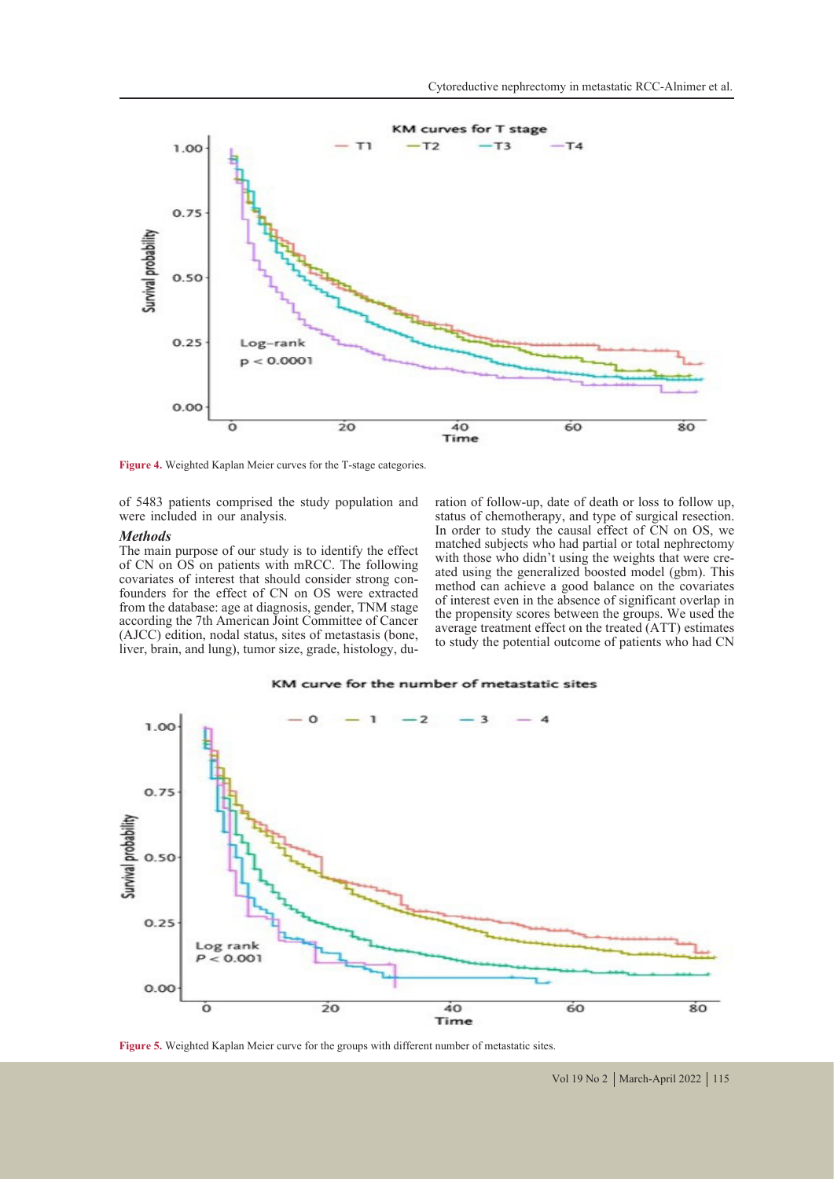Figure 4. Weighted Kaplan Meier curves for the T-stage categories.

of 5483 patients comprised the study population and were included in our analysis.

### *Methods*

The main purpose of our study is to identify the effect of CN on OS on patients with mRCC. The following covariates of interest that should consider strong confounders for the effect of CN on OS were extracted from the database: age at diagnosis, gender, TNM stage according the 7th American Joint Committee of Cancer (AJCC) edition, nodal status, sites of metastasis (bone, liver, brain, and lung), tumor size, grade, histology, duration of follow-up, date of death or loss to follow up, status of chemotherapy, and type of surgical resection. In order to study the causal effect of CN on OS, we matched subjects who had partial or total nephrectomy with those who didn't using the weights that were created using the generalized boosted model (gbm). This method can achieve a good balance on the covariates of interest even in the absence of significant overlap in the propensity scores between the groups. We used the average treatment effect on the treated (ATT) estimates to study the potential outcome of patients who had CN

Figure 5. Weighted Kaplan Meier curve for the groups with different number of metastatic sites.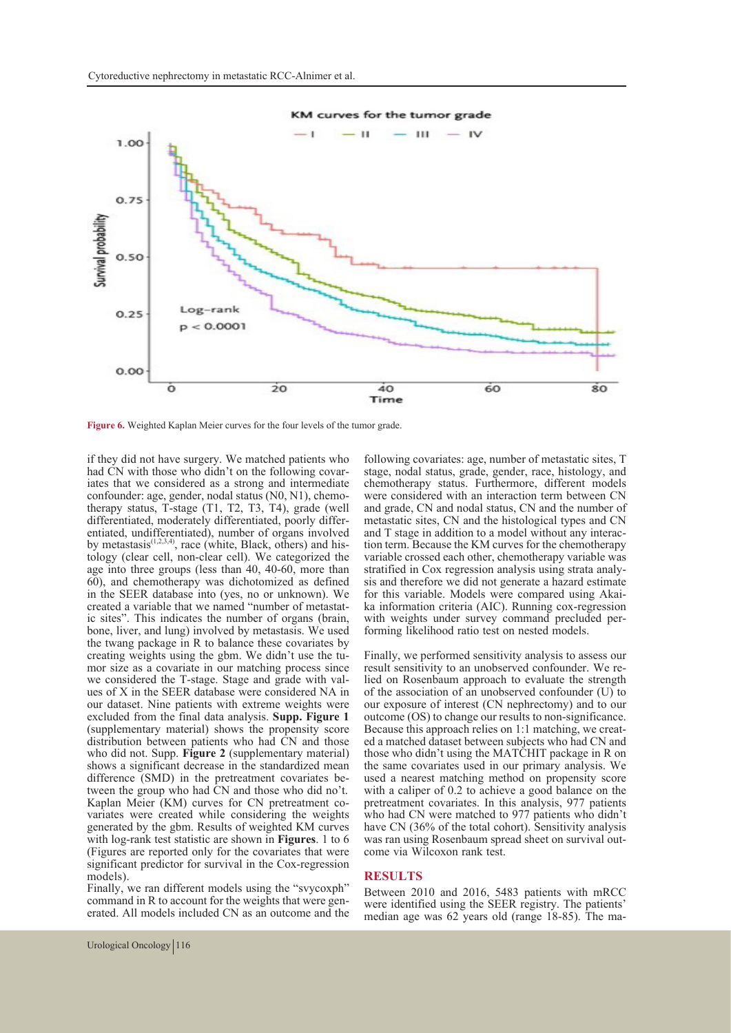Figure 6. Weighted Kaplan Meier curves for the four levels of the tumor grade.

if they did not have surgery. We matched patients who had CN with those who didn't on the following covariates that we considered as a strong and intermediate confounder: age, gender, nodal status (N0, N1), chemotherapy status, T-stage (T1, T2, T3, T4), grade (well differentiated, moderately differentiated, poorly differentiated, undifferentiated), number of organs involved by metastasis[1,2,3,4], race (white, Black, others) and histology (clear cell, non-clear cell). We categorized the age into three groups (less than 40, 40-60, more than 60), and chemotherapy was dichotomized as defined in the SEER database into (yes, no or unknown). We created a variable that we named "number of metastatic sites". This indicates the number of organs (brain, bone, liver, and lung) involved by metastasis. We used the twang package in R to balance these covariates by creating weights using the gbm. We didn't use the tumor size as a covariate in our matching process since we considered the T-stage. Stage and grade with values of X in the SEER database were considered NA in our dataset. Nine patients with extreme weights were excluded from the final data analysis. **Supp. Figure 1** (supplementary material) shows the propensity score distribution between patients who had CN and those who did not. Supp. **Figure 2** (supplementary material) shows a significant decrease in the standardized mean difference (SMD) in the pretreatment covariates between the group who had CN and those who did no't. Kaplan Meier (KM) curves for CN pretreatment covariates were created while considering the weights generated by the gbm. Results of weighted KM curves with log-rank test statistic are shown in **Figures**. 1 to 6 (Figures are reported only for the covariates that were significant predictor for survival in the Cox-regression models).

Finally, we ran different models using the "svycoxph" command in R to account for the weights that were generated. All models included CN as an outcome and the following covariates: age, number of metastatic sites, T stage, nodal status, grade, gender, race, histology, and chemotherapy status. Furthermore, different models were considered with an interaction term between CN and grade, CN and nodal status, CN and the number of metastatic sites, CN and the histological types and CN and T stage in addition to a model without any interaction term. Because the KM curves for the chemotherapy variable crossed each other, chemotherapy variable was stratified in Cox regression analysis using strata analysis and therefore we did not generate a hazard estimate for this variable. Models were compared using Akaika information criteria (AIC). Running cox-regression with weights under survey command precluded performing likelihood ratio test on nested models.

Finally, we performed sensitivity analysis to assess our result sensitivity to an unobserved confounder. We relied on Rosenbaum approach to evaluate the strength of the association of an unobserved confounder (U) to our exposure of interest (CN nephrectomy) and to our outcome (OS) to change our results to non-significance. Because this approach relies on 1:1 matching, we created a matched dataset between subjects who had CN and those who didn't using the MATCHIT package in R on the same covariates used in our primary analysis. We used a nearest matching method on propensity score with a caliper of 0.2 to achieve a good balance on the pretreatment covariates. In this analysis, 977 patients who had CN were matched to 977 patients who didn't have CN (36% of the total cohort). Sensitivity analysis was ran using Rosenbaum spread sheet on survival outcome via Wilcoxon rank test.

## RESULTS

Between 2010 and 2016, 5483 patients with mRCC were identified using the SEER registry. The patients' median age was 62 years old (range 18-85). The ma-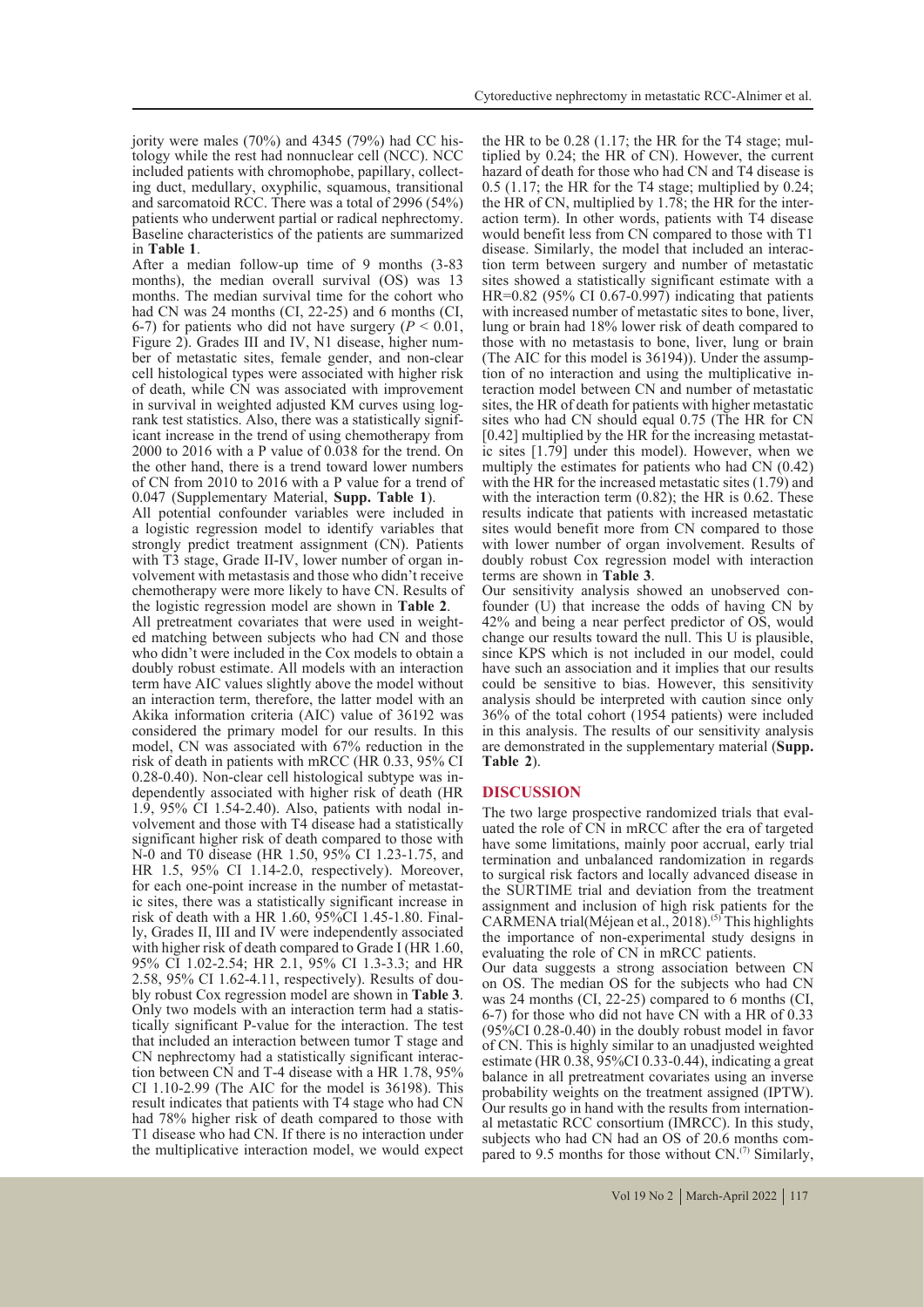jority were males (70%) and 4345 (79%) had CC histology while the rest had nonnuclear cell (NCC). NCC included patients with chromophobe, papillary, collecting duct, medullary, oxyphilic, squamous, transitional and sarcomatoid RCC. There was a total of 2996 (54%) patients who underwent partial or radical nephrectomy. Baseline characteristics of the patients are summarized in **Table 1**.

After a median follow-up time of 9 months (3-83 months), the median overall survival (OS) was 13 months. The median survival time for the cohort who had CN was 24 months (CI, 22-25) and 6 months (CI, 6-7) for patients who did not have surgery ($P < 0.01$, Figure 2). Grades III and IV, N1 disease, higher number of metastatic sites, female gender, and non-clear cell histological types were associated with higher risk of death, while CN was associated with improvement in survival in weighted adjusted KM curves using log-rank test statistics. Also, there was a statistically significant increase in the trend of using chemotherapy from 2000 to 2016 with a P value of 0.038 for the trend. On the other hand, there is a trend toward lower numbers of CN from 2010 to 2016 with a P value for a trend of 0.047 (Supplementary Material, **Supp. Table 1**).

All potential confounder variables were included in a logistic regression model to identify variables that strongly predict treatment assignment (CN). Patients with T3 stage, Grade II-IV, lower number of organ involvement with metastasis and those who didn't receive chemotherapy were more likely to have CN. Results of the logistic regression model are shown in **Table 2**.

All pretreatment covariates that were used in weighted matching between subjects who had CN and those who didn't were included in the Cox models to obtain a doubly robust estimate. All models with an interaction term have AIC values slightly above the model without an interaction term, therefore, the latter model with an Akika information criteria (AIC) value of 36192 was considered the primary model for our results. In this model, CN was associated with 67% reduction in the risk of death in patients with mRCC (HR 0.33, 95% CI 0.28-0.40). Non-clear cell histological subtype was independently associated with higher risk of death (HR 1.9, 95% CI 1.54-2.40). Also, patients with nodal involvement and those with T4 disease had a statistically significant higher risk of death compared to those with N-0 and T0 disease (HR 1.50, 95% CI 1.23-1.75, and HR 1.5, 95% CI 1.14-2.0, respectively). Moreover, for each one-point increase in the number of metastatic sites, there was a statistically significant increase in risk of death with a HR 1.60, 95%CI 1.45-1.80. Finally, Grades II, III and IV were independently associated with higher risk of death compared to Grade I (HR 1.60, 95% CI 1.02-2.54; HR 2.1, 95% CI 1.3-3.3; and HR 2.58, 95% CI 1.62-4.11, respectively). Results of doubly robust Cox regression model are shown in **Table 3**.

Only two models with an interaction term had a statistically significant P-value for the interaction. The test that included an interaction between tumor T stage and CN nephrectomy had a statistically significant interaction between CN and T-4 disease with a HR 1.78, 95% CI 1.10-2.99 (The AIC for the model is 36198). This result indicates that patients with T4 stage who had CN had 78% higher risk of death compared to those with T1 disease who had CN. If there is no interaction under the multiplicative interaction model, we would expect the HR to be 0.28 (1.17; the HR for the T4 stage; multiplied by 0.24; the HR of CN). However, the current hazard of death for those who had CN and T4 disease is 0.5 (1.17; the HR for the T4 stage; multiplied by 0.24; the HR of CN, multiplied by 1.78; the HR for the interaction term). In other words, patients with T4 disease would benefit less from CN compared to those with T1 disease. Similarly, the model that included an interaction term between surgery and number of metastatic sites showed a statistically significant estimate with a HR=0.82 (95% CI 0.67-0.997) indicating that patients with increased number of metastatic sites to bone, liver, lung or brain had 18% lower risk of death compared to those with no metastasis to bone, liver, lung or brain (The AIC for this model is 36194)). Under the assumption of no interaction and using the multiplicative interaction model between CN and number of metastatic sites, the HR of death for patients with higher metastatic sites who had CN should equal 0.75 (The HR for CN [0.42] multiplied by the HR for the increasing metastatic sites [1.79] under this model). However, when we multiply the estimates for patients who had CN (0.42) with the HR for the increased metastatic sites (1.79) and with the interaction term (0.82); the HR is 0.62. These results indicate that patients with increased metastatic sites would benefit more from CN compared to those with lower number of organ involvement. Results of doubly robust Cox regression model with interaction terms are shown in **Table 3**.

Our sensitivity analysis showed an unobserved confounder (U) that increase the odds of having CN by 42% and being a near perfect predictor of OS, would change our results toward the null. This U is plausible, since KPS which is not included in our model, could have such an association and it implies that our results could be sensitive to bias. However, this sensitivity analysis should be interpreted with caution since only 36% of the total cohort (1954 patients) were included in this analysis. The results of our sensitivity analysis are demonstrated in the supplementary material (**Supp. Table 2**).

## DISCUSSION

The two large prospective randomized trials that evaluated the role of CN in mRCC after the era of targeted have some limitations, mainly poor accrual, early trial termination and unbalanced randomization in regards to surgical risk factors and locally advanced disease in the SURTIME trial and deviation from the treatment assignment and inclusion of high risk patients for the CARMENA trial(Méjean et al., 2018).[5] This highlights the importance of non-experimental study designs in evaluating the role of CN in mRCC patients.

Our data suggests a strong association between CN on OS. The median OS for the subjects who had CN was 24 months (CI, 22-25) compared to 6 months (CI, 6-7) for those who did not have CN with a HR of 0.33 (95%CI 0.28-0.40) in the doubly robust model in favor of CN. This is highly similar to an unadjusted weighted estimate (HR 0.38, 95%CI 0.33-0.44), indicating a great balance in all pretreatment covariates using an inverse probability weights on the treatment assigned (IPTW). Our results go in hand with the results from international metastatic RCC consortium (IMRCC). In this study, subjects who had CN had an OS of 20.6 months compared to 9.5 months for those without CN.[7] Similarly,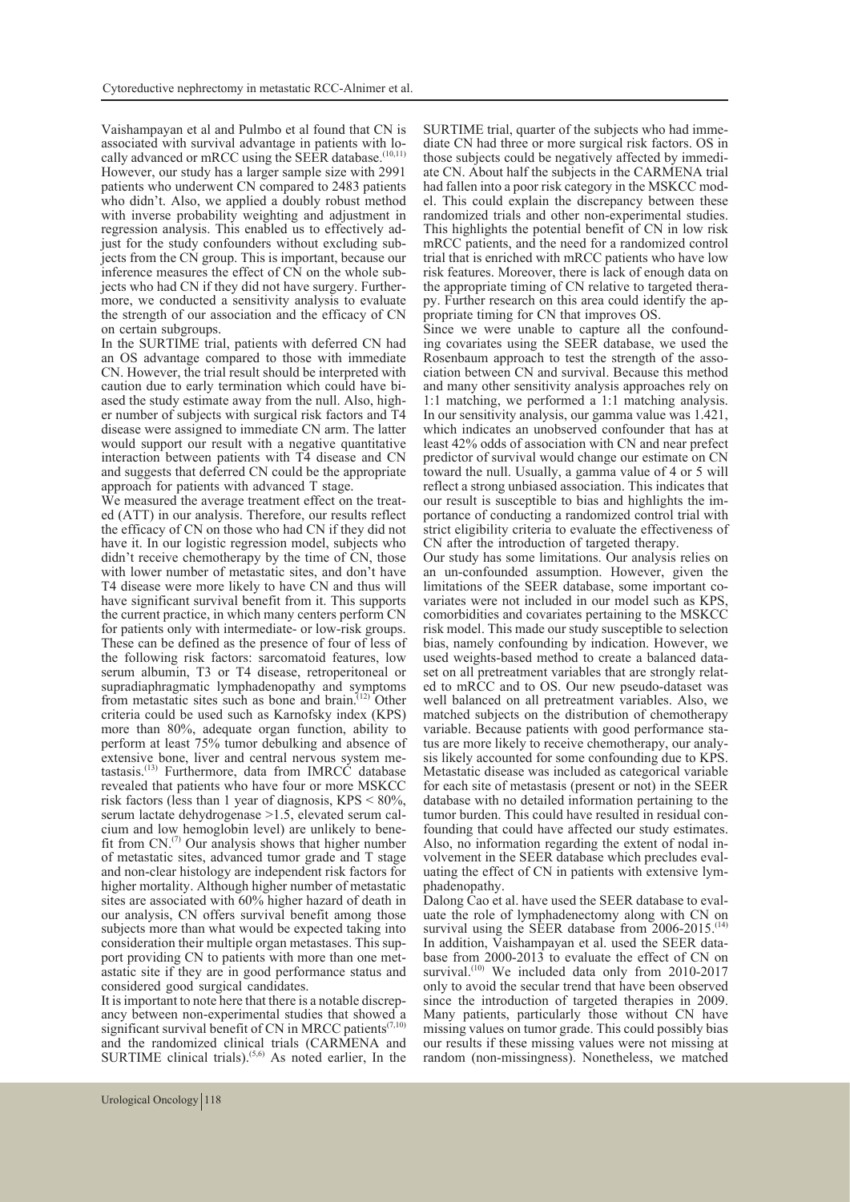Vaishampayan et al and Pulmbo et al found that CN is associated with survival advantage in patients with locally advanced or mRCC using the SEER database.[10,11] However, our study has a larger sample size with 2991 patients who underwent CN compared to 2483 patients who didn't. Also, we applied a doubly robust method with inverse probability weighting and adjustment in regression analysis. This enabled us to effectively adjust for the study confounders without excluding subjects from the CN group. This is important, because our inference measures the effect of CN on the whole subjects who had CN if they did not have surgery. Furthermore, we conducted a sensitivity analysis to evaluate the strength of our association and the efficacy of CN on certain subgroups.

In the SURTIME trial, patients with deferred CN had an OS advantage compared to those with immediate CN. However, the trial result should be interpreted with caution due to early termination which could have biased the study estimate away from the null. Also, higher number of subjects with surgical risk factors and T4 disease were assigned to immediate CN arm. The latter would support our result with a negative quantitative interaction between patients with T4 disease and CN and suggests that deferred CN could be the appropriate approach for patients with advanced T stage.

We measured the average treatment effect on the treated (ATT) in our analysis. Therefore, our results reflect the efficacy of CN on those who had CN if they did not have it. In our logistic regression model, subjects who didn't receive chemotherapy by the time of CN, those with lower number of metastatic sites, and don't have T4 disease were more likely to have CN and thus will have significant survival benefit from it. This supports the current practice, in which many centers perform CN for patients only with intermediate- or low-risk groups. These can be defined as the presence of four of less of the following risk factors: sarcomatoid features, low serum albumin, T3 or T4 disease, retroperitoneal or supradiaphragmatic lymphadenopathy and symptoms from metastatic sites such as bone and brain.[12] Other criteria could be used such as Karnofsky index (KPS) more than 80%, adequate organ function, ability to perform at least 75% tumor debulking and absence of extensive bone, liver and central nervous system metastasis.[13] Furthermore, data from IMRCC database revealed that patients who have four or more MSKCC risk factors (less than 1 year of diagnosis, KPS < 80%, serum lactate dehydrogenase >1.5, elevated serum calcium and low hemoglobin level) are unlikely to benefit from CN.[7] Our analysis shows that higher number of metastatic sites, advanced tumor grade and T stage and non-clear histology are independent risk factors for higher mortality. Although higher number of metastatic sites are associated with 60% higher hazard of death in our analysis, CN offers survival benefit among those subjects more than what would be expected taking into consideration their multiple organ metastases. This support providing CN to patients with more than one metastatic site if they are in good performance status and considered good surgical candidates.

It is important to note here that there is a notable discrepancy between non-experimental studies that showed a significant survival benefit of CN in MRCC patients[7,10] and the randomized clinical trials (CARMENA and SURTIME clinical trials).[5,6] As noted earlier, In the SURTIME trial, quarter of the subjects who had immediate CN had three or more surgical risk factors. OS in those subjects could be negatively affected by immediate CN. About half the subjects in the CARMENA trial had fallen into a poor risk category in the MSKCC model. This could explain the discrepancy between these randomized trials and other non-experimental studies. This highlights the potential benefit of CN in low risk mRCC patients, and the need for a randomized control trial that is enriched with mRCC patients who have low risk features. Moreover, there is lack of enough data on the appropriate timing of CN relative to targeted therapy. Further research on this area could identify the appropriate timing for CN that improves OS.

Since we were unable to capture all the confounding covariates using the SEER database, we used the Rosenbaum approach to test the strength of the association between CN and survival. Because this method and many other sensitivity analysis approaches rely on 1:1 matching, we performed a 1:1 matching analysis. In our sensitivity analysis, our gamma value was 1.421, which indicates an unobserved confounder that has at least 42% odds of association with CN and near prefect predictor of survival would change our estimate on CN toward the null. Usually, a gamma value of 4 or 5 will reflect a strong unbiased association. This indicates that our result is susceptible to bias and highlights the importance of conducting a randomized control trial with strict eligibility criteria to evaluate the effectiveness of CN after the introduction of targeted therapy.

Our study has some limitations. Our analysis relies on an un-confounded assumption. However, given the limitations of the SEER database, some important covariates were not included in our model such as KPS, comorbidities and covariates pertaining to the MSKCC risk model. This made our study susceptible to selection bias, namely confounding by indication. However, we used weights-based method to create a balanced dataset on all pretreatment variables that are strongly related to mRCC and to OS. Our new pseudo-dataset was well balanced on all pretreatment variables. Also, we matched subjects on the distribution of chemotherapy variable. Because patients with good performance status are more likely to receive chemotherapy, our analysis likely accounted for some confounding due to KPS. Metastatic disease was included as categorical variable for each site of metastasis (present or not) in the SEER database with no detailed information pertaining to the tumor burden. This could have resulted in residual confounding that could have affected our study estimates. Also, no information regarding the extent of nodal involvement in the SEER database which precludes evaluating the effect of CN in patients with extensive lymphadenopathy.

Dalong Cao et al. have used the SEER database to evaluate the role of lymphadenectomy along with CN on survival using the SEER database from 2006-2015.[14] In addition, Vaishampayan et al. used the SEER database from 2000-2013 to evaluate the effect of CN on survival.[10] We included data only from 2010-2017 only to avoid the secular trend that have been observed since the introduction of targeted therapies in 2009. Many patients, particularly those without CN have missing values on tumor grade. This could possibly bias our results if these missing values were not missing at random (non-missingness). Nonetheless, we matched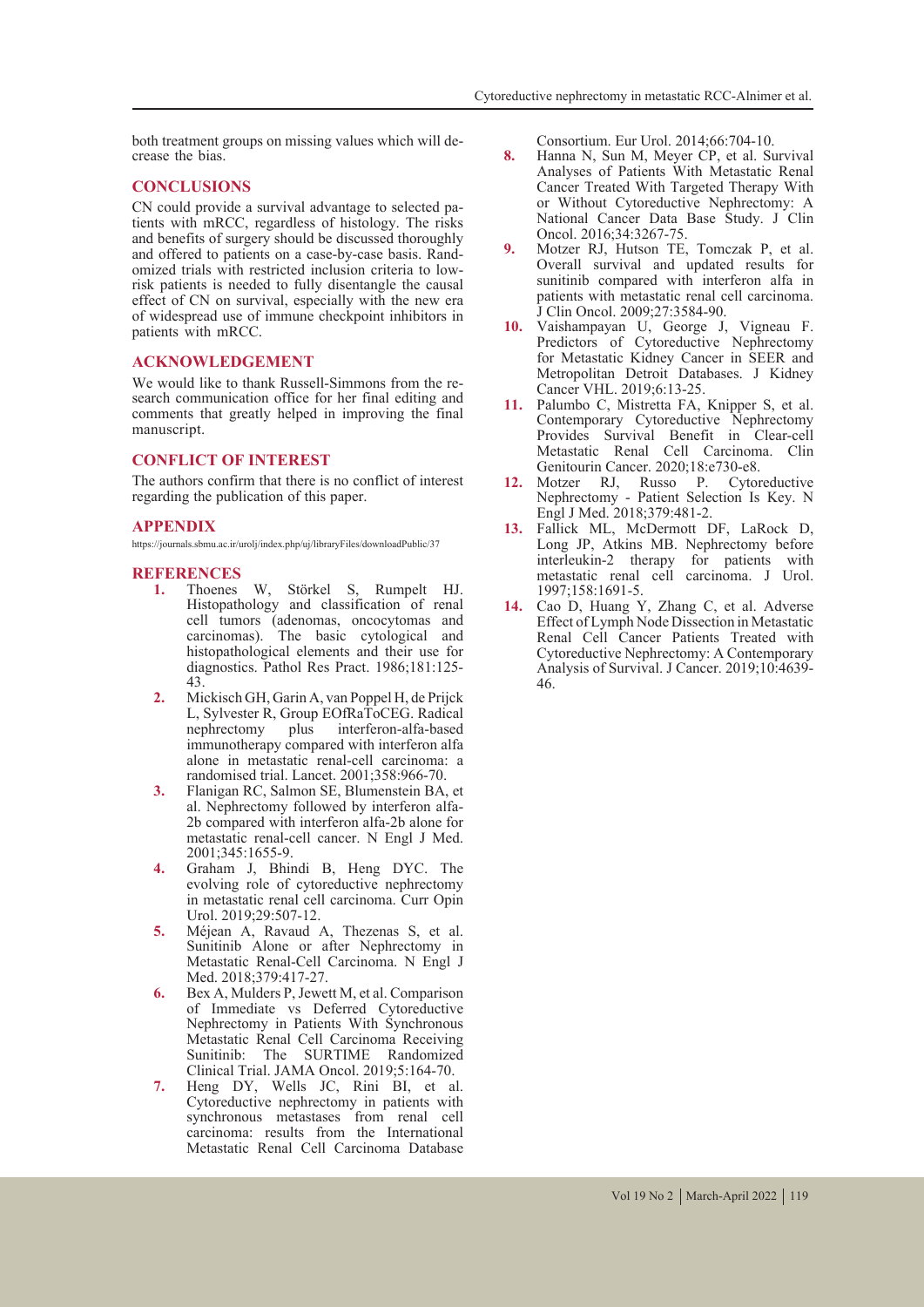both treatment groups on missing values which will decrease the bias.

## CONCLUSIONS

CN could provide a survival advantage to selected patients with mRCC, regardless of histology. The risks and benefits of surgery should be discussed thoroughly and offered to patients on a case-by-case basis. Randomized trials with restricted inclusion criteria to low-risk patients is needed to fully disentangle the causal effect of CN on survival, especially with the new era of widespread use of immune checkpoint inhibitors in patients with mRCC.

## ACKNOWLEDGEMENT

We would like to thank Russell-Simmons from the research communication office for her final editing and comments that greatly helped in improving the final manuscript.

## CONFLICT OF INTEREST

The authors confirm that there is no conflict of interest regarding the publication of this paper.

## APPENDIX

https://journals.sbmu.ac.ir/urolj/index.php/uj/libraryFiles/downloadPublic/37

## REFERENCES

1. Thoenes W, Störkel S, Rumpelt HJ. Histopathology and classification of renal cell tumors (adenomas, oncocytomas and carcinomas). The basic cytological and histopathological elements and their use for diagnostics. Pathol Res Pract. 1986;181:125-43.
2. Mickisch GH, Garin A, van Poppel H, de Prijck L, Sylvester R, Group EOfRaToCEG. Radical nephrectomy plus interferon-alfa-based immunotherapy compared with interferon alfa alone in metastatic renal-cell carcinoma: a randomised trial. Lancet. 2001;358:966-70.
3. Flanigan RC, Salmon SE, Blumenstein BA, et al. Nephrectomy followed by interferon alfa-2b compared with interferon alfa-2b alone for metastatic renal-cell cancer. N Engl J Med. 2001;345:1655-9.
4. Graham J, Bhindi B, Heng DYC. The evolving role of cytoreductive nephrectomy in metastatic renal cell carcinoma. Curr Opin Urol. 2019;29:507-12.
5. Méjean A, Ravaud A, Thezenas S, et al. Sunitinib Alone or after Nephrectomy in Metastatic Renal-Cell Carcinoma. N Engl J Med. 2018;379:417-27.
6. Bex A, Mulders P, Jewett M, et al. Comparison of Immediate vs Deferred Cytoreductive Nephrectomy in Patients With Synchronous Metastatic Renal Cell Carcinoma Receiving Sunitinib: The SURTIME Randomized Clinical Trial. JAMA Oncol. 2019;5:164-70.
7. Heng DY, Wells JC, Rini BI, et al. Cytoreductive nephrectomy in patients with synchronous metastases from renal cell carcinoma: results from the International Metastatic Renal Cell Carcinoma Database Consortium. Eur Urol. 2014;66:704-10.
8. Hanna N, Sun M, Meyer CP, et al. Survival Analyses of Patients With Metastatic Renal Cancer Treated With Targeted Therapy With or Without Cytoreductive Nephrectomy: A National Cancer Data Base Study. J Clin Oncol. 2016;34:3267-75.
9. Motzer RJ, Hutson TE, Tomczak P, et al. Overall survival and updated results for sunitinib compared with interferon alfa in patients with metastatic renal cell carcinoma. J Clin Oncol. 2009;27:3584-90.
10. Vaishampayan U, George J, Vigneau F. Predictors of Cytoreductive Nephrectomy for Metastatic Kidney Cancer in SEER and Metropolitan Detroit Databases. J Kidney Cancer VHL. 2019;6:13-25.
11. Palumbo C, Mistretta FA, Knipper S, et al. Contemporary Cytoreductive Nephrectomy Provides Survival Benefit in Clear-cell Metastatic Renal Cell Carcinoma. Clin Genitourin Cancer. 2020;18:e730-e8.
12. Motzer RJ, Russo P. Cytoreductive Nephrectomy - Patient Selection Is Key. N Engl J Med. 2018;379:481-2.
13. Fallick ML, McDermott DF, LaRock D, Long JP, Atkins MB. Nephrectomy before interleukin-2 therapy for patients with metastatic renal cell carcinoma. J Urol. 1997;158:1691-5.
14. Cao D, Huang Y, Zhang C, et al. Adverse Effect of Lymph Node Dissection in Metastatic Renal Cell Cancer Patients Treated with Cytoreductive Nephrectomy: A Contemporary Analysis of Survival. J Cancer. 2019;10:4639-46.